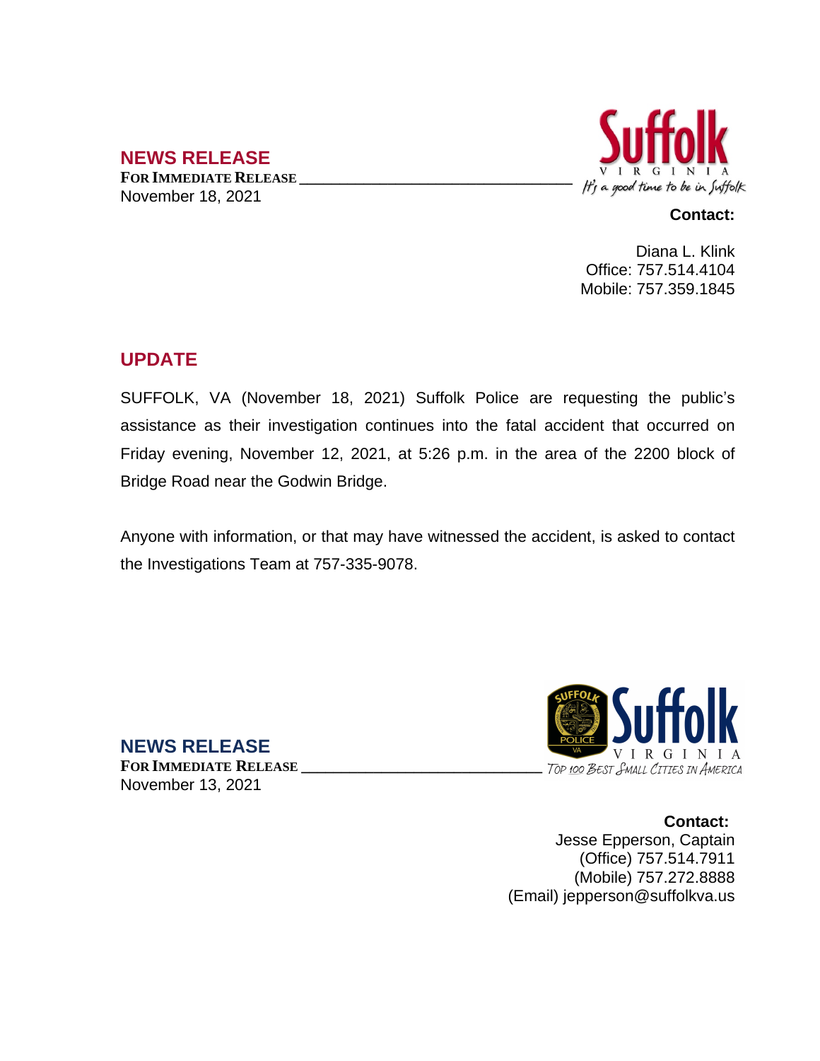## NEWS RELEASE

**FOR IMMEDIATE RELEASE**

November 18, 2021

Suffolk
VIRGINIA
*It's a good time to be in Suffolk*

**Contact:**

Diana L. Klink
Office: 757.514.4104
Mobile: 757.359.1845

## UPDATE

SUFFOLK, VA (November 18, 2021) Suffolk Police are requesting the public's assistance as their investigation continues into the fatal accident that occurred on Friday evening, November 12, 2021, at 5:26 p.m. in the area of the 2200 block of Bridge Road near the Godwin Bridge.

Anyone with information, or that may have witnessed the accident, is asked to contact the Investigations Team at 757-335-9078.

## NEWS RELEASE

**FOR IMMEDIATE RELEASE**

November 13, 2021

Suffolk
VIRGINIA
*TOP 100 BEST SMALL CITIES IN AMERICA*

**Contact:**

Jesse Epperson, Captain
(Office) 757.514.7911
(Mobile) 757.272.8888
(Email) jepperson@suffolkva.us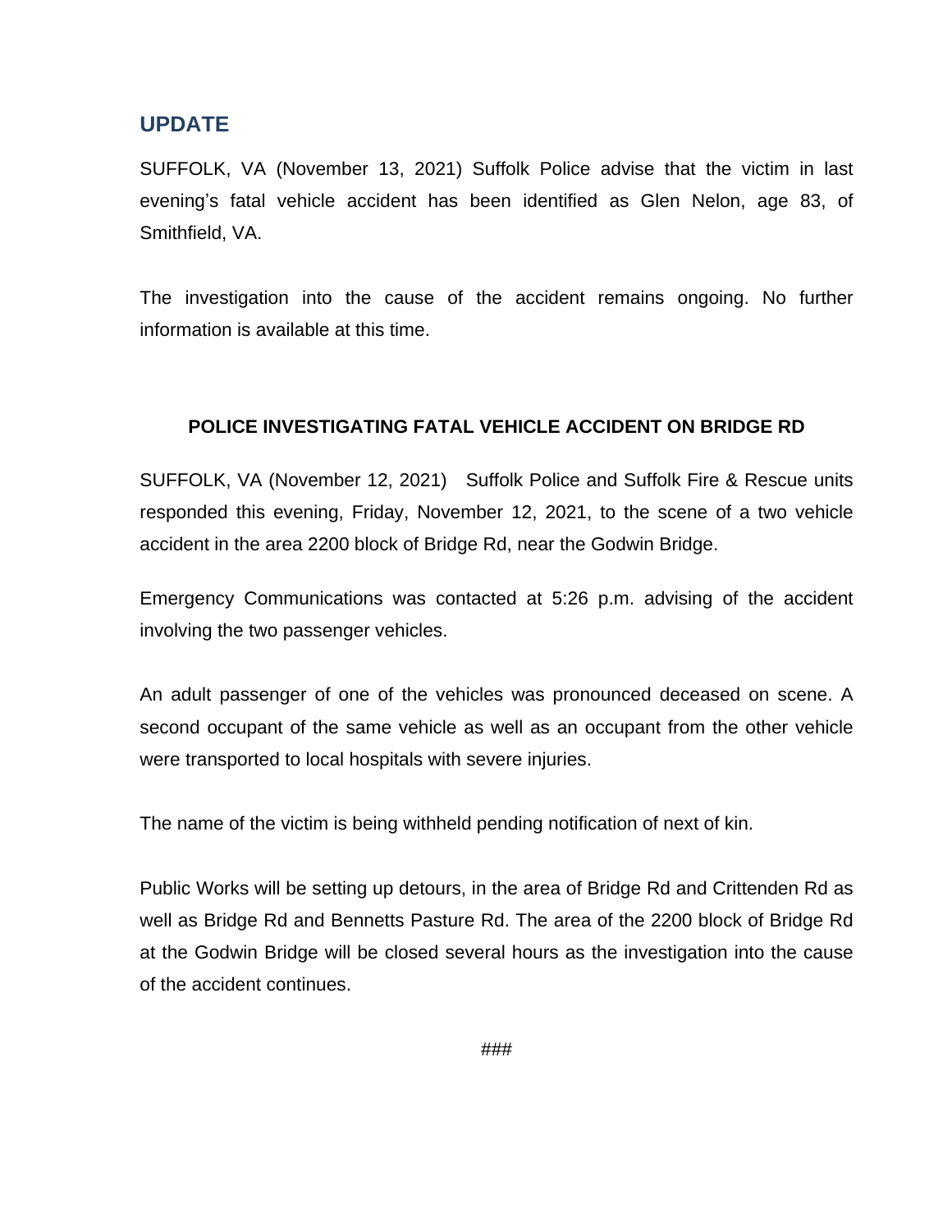## UPDATE

SUFFOLK, VA (November 13, 2021) Suffolk Police advise that the victim in last evening's fatal vehicle accident has been identified as Glen Nelon, age 83, of Smithfield, VA.

The investigation into the cause of the accident remains ongoing. No further information is available at this time.

**POLICE INVESTIGATING FATAL VEHICLE ACCIDENT ON BRIDGE RD**

SUFFOLK, VA (November 12, 2021) Suffolk Police and Suffolk Fire & Rescue units responded this evening, Friday, November 12, 2021, to the scene of a two vehicle accident in the area 2200 block of Bridge Rd, near the Godwin Bridge.

Emergency Communications was contacted at 5:26 p.m. advising of the accident involving the two passenger vehicles.

An adult passenger of one of the vehicles was pronounced deceased on scene. A second occupant of the same vehicle as well as an occupant from the other vehicle were transported to local hospitals with severe injuries.

The name of the victim is being withheld pending notification of next of kin.

Public Works will be setting up detours, in the area of Bridge Rd and Crittenden Rd as well as Bridge Rd and Bennetts Pasture Rd. The area of the 2200 block of Bridge Rd at the Godwin Bridge will be closed several hours as the investigation into the cause of the accident continues.

###